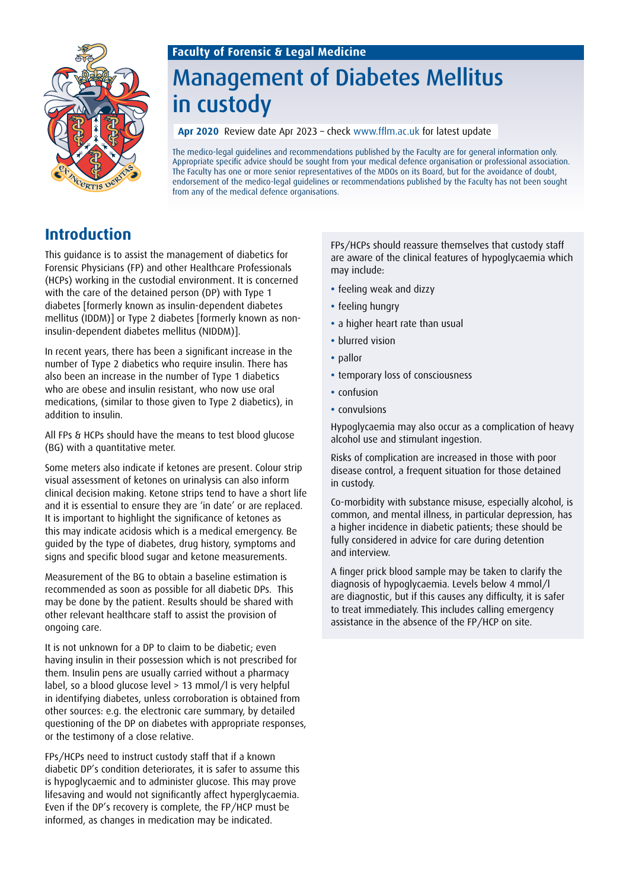Faculty of Forensic & Legal Medicine

# Management of Diabetes Mellitus in custody

**Apr 2020** Review date Apr 2023 – check www.fflm.ac.uk for latest update

The medico-legal guidelines and recommendations published by the Faculty are for general information only. Appropriate specific advice should be sought from your medical defence organisation or professional association. The Faculty has one or more senior representatives of the MDOs on its Board, but for the avoidance of doubt, endorsement of the medico-legal guidelines or recommendations published by the Faculty has not been sought from any of the medical defence organisations.

## Introduction

This guidance is to assist the management of diabetics for Forensic Physicians (FP) and other Healthcare Professionals (HCPs) working in the custodial environment. It is concerned with the care of the detained person (DP) with Type 1 diabetes [formerly known as insulin-dependent diabetes mellitus (IDDM)] or Type 2 diabetes [formerly known as non-insulin-dependent diabetes mellitus (NIDDM)].

In recent years, there has been a significant increase in the number of Type 2 diabetics who require insulin. There has also been an increase in the number of Type 1 diabetics who are obese and insulin resistant, who now use oral medications, (similar to those given to Type 2 diabetics), in addition to insulin.

All FPs & HCPs should have the means to test blood glucose (BG) with a quantitative meter.

Some meters also indicate if ketones are present. Colour strip visual assessment of ketones on urinalysis can also inform clinical decision making. Ketone strips tend to have a short life and it is essential to ensure they are 'in date' or are replaced. It is important to highlight the significance of ketones as this may indicate acidosis which is a medical emergency. Be guided by the type of diabetes, drug history, symptoms and signs and specific blood sugar and ketone measurements.

Measurement of the BG to obtain a baseline estimation is recommended as soon as possible for all diabetic DPs. This may be done by the patient. Results should be shared with other relevant healthcare staff to assist the provision of ongoing care.

It is not unknown for a DP to claim to be diabetic; even having insulin in their possession which is not prescribed for them. Insulin pens are usually carried without a pharmacy label, so a blood glucose level > 13 mmol/l is very helpful in identifying diabetes, unless corroboration is obtained from other sources: e.g. the electronic care summary, by detailed questioning of the DP on diabetes with appropriate responses, or the testimony of a close relative.

FPs/HCPs need to instruct custody staff that if a known diabetic DP's condition deteriorates, it is safer to assume this is hypoglycaemic and to administer glucose. This may prove lifesaving and would not significantly affect hyperglycaemia. Even if the DP's recovery is complete, the FP/HCP must be informed, as changes in medication may be indicated.

FPs/HCPs should reassure themselves that custody staff are aware of the clinical features of hypoglycaemia which may include:

- feeling weak and dizzy
- feeling hungry
- a higher heart rate than usual
- blurred vision
- pallor
- temporary loss of consciousness
- confusion
- convulsions

Hypoglycaemia may also occur as a complication of heavy alcohol use and stimulant ingestion.

Risks of complication are increased in those with poor disease control, a frequent situation for those detained in custody.

Co-morbidity with substance misuse, especially alcohol, is common, and mental illness, in particular depression, has a higher incidence in diabetic patients; these should be fully considered in advice for care during detention and interview.

A finger prick blood sample may be taken to clarify the diagnosis of hypoglycaemia. Levels below 4 mmol/l are diagnostic, but if this causes any difficulty, it is safer to treat immediately. This includes calling emergency assistance in the absence of the FP/HCP on site.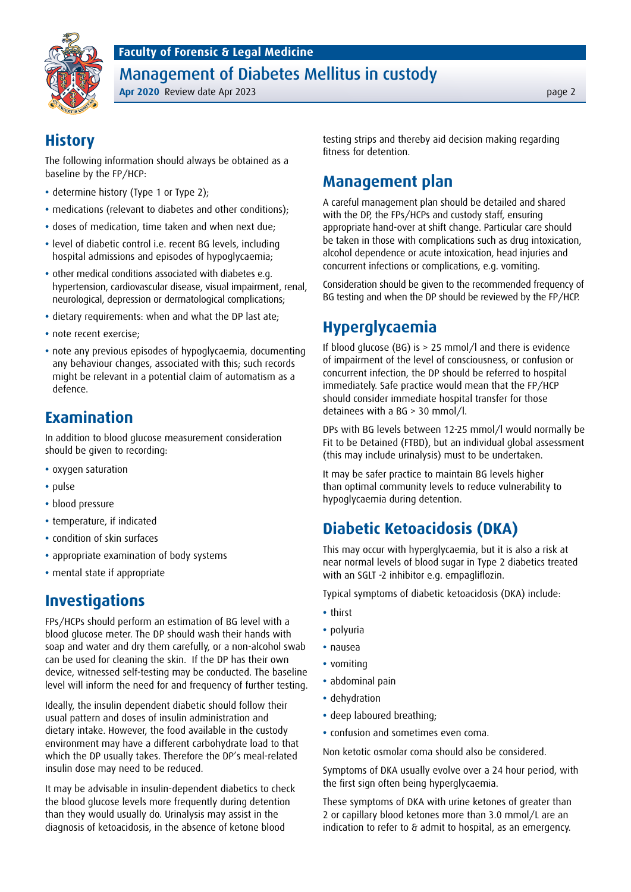## History

The following information should always be obtained as a baseline by the FP/HCP:

- determine history (Type 1 or Type 2);
- medications (relevant to diabetes and other conditions);
- doses of medication, time taken and when next due;
- level of diabetic control i.e. recent BG levels, including hospital admissions and episodes of hypoglycaemia;
- other medical conditions associated with diabetes e.g. hypertension, cardiovascular disease, visual impairment, renal, neurological, depression or dermatological complications;
- dietary requirements: when and what the DP last ate;
- note recent exercise;
- note any previous episodes of hypoglycaemia, documenting any behaviour changes, associated with this; such records might be relevant in a potential claim of automatism as a defence.

## Examination

In addition to blood glucose measurement consideration should be given to recording:

- oxygen saturation
- pulse
- blood pressure
- temperature, if indicated
- condition of skin surfaces
- appropriate examination of body systems
- mental state if appropriate

## Investigations

FPs/HCPs should perform an estimation of BG level with a blood glucose meter. The DP should wash their hands with soap and water and dry them carefully, or a non-alcohol swab can be used for cleaning the skin. If the DP has their own device, witnessed self-testing may be conducted. The baseline level will inform the need for and frequency of further testing.

Ideally, the insulin dependent diabetic should follow their usual pattern and doses of insulin administration and dietary intake. However, the food available in the custody environment may have a different carbohydrate load to that which the DP usually takes. Therefore the DP's meal-related insulin dose may need to be reduced.

It may be advisable in insulin-dependent diabetics to check the blood glucose levels more frequently during detention than they would usually do. Urinalysis may assist in the diagnosis of ketoacidosis, in the absence of ketone blood testing strips and thereby aid decision making regarding fitness for detention.

## Management plan

A careful management plan should be detailed and shared with the DP, the FPs/HCPs and custody staff, ensuring appropriate hand-over at shift change. Particular care should be taken in those with complications such as drug intoxication, alcohol dependence or acute intoxication, head injuries and concurrent infections or complications, e.g. vomiting.

Consideration should be given to the recommended frequency of BG testing and when the DP should be reviewed by the FP/HCP.

## Hyperglycaemia

If blood glucose (BG) is > 25 mmol/l and there is evidence of impairment of the level of consciousness, or confusion or concurrent infection, the DP should be referred to hospital immediately. Safe practice would mean that the FP/HCP should consider immediate hospital transfer for those detainees with a BG > 30 mmol/l.

DPs with BG levels between 12-25 mmol/l would normally be Fit to be Detained (FTBD), but an individual global assessment (this may include urinalysis) must to be undertaken.

It may be safer practice to maintain BG levels higher than optimal community levels to reduce vulnerability to hypoglycaemia during detention.

## Diabetic Ketoacidosis (DKA)

This may occur with hyperglycaemia, but it is also a risk at near normal levels of blood sugar in Type 2 diabetics treated with an SGLT -2 inhibitor e.g. empagliflozin.

Typical symptoms of diabetic ketoacidosis (DKA) include:

- thirst
- polyuria
- nausea
- vomiting
- abdominal pain
- dehydration
- deep laboured breathing;
- confusion and sometimes even coma.

Non ketotic osmolar coma should also be considered.

Symptoms of DKA usually evolve over a 24 hour period, with the first sign often being hyperglycaemia.

These symptoms of DKA with urine ketones of greater than 2 or capillary blood ketones more than 3.0 mmol/L are an indication to refer to & admit to hospital, as an emergency.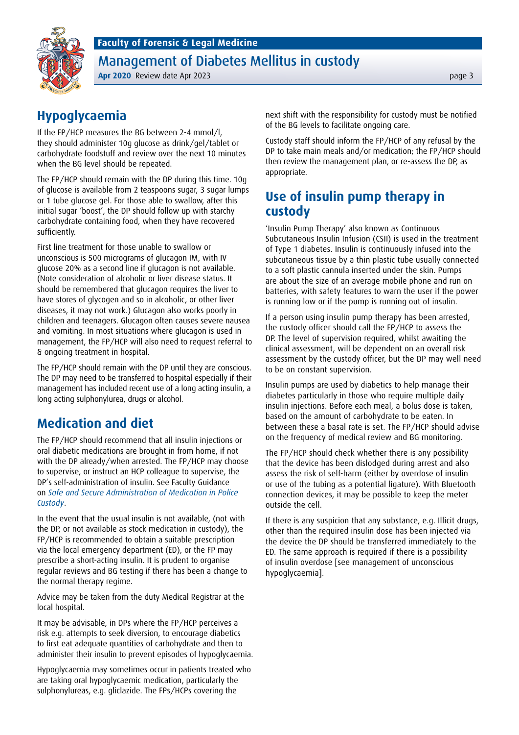## Hypoglycaemia

If the FP/HCP measures the BG between 2-4 mmol/l, they should administer 10g glucose as drink/gel/tablet or carbohydrate foodstuff and review over the next 10 minutes when the BG level should be repeated.

The FP/HCP should remain with the DP during this time. 10g of glucose is available from 2 teaspoons sugar, 3 sugar lumps or 1 tube glucose gel. For those able to swallow, after this initial sugar 'boost', the DP should follow up with starchy carbohydrate containing food, when they have recovered sufficiently.

First line treatment for those unable to swallow or unconscious is 500 micrograms of glucagon IM, with IV glucose 20% as a second line if glucagon is not available. (Note consideration of alcoholic or liver disease status. It should be remembered that glucagon requires the liver to have stores of glycogen and so in alcoholic, or other liver diseases, it may not work.) Glucagon also works poorly in children and teenagers. Glucagon often causes severe nausea and vomiting. In most situations where glucagon is used in management, the FP/HCP will also need to request referral to & ongoing treatment in hospital.

The FP/HCP should remain with the DP until they are conscious. The DP may need to be transferred to hospital especially if their management has included recent use of a long acting insulin, a long acting sulphonylurea, drugs or alcohol.

## Medication and diet

The FP/HCP should recommend that all insulin injections or oral diabetic medications are brought in from home, if not with the DP already/when arrested. The FP/HCP may choose to supervise, or instruct an HCP colleague to supervise, the DP's self-administration of insulin. See Faculty Guidance on *Safe and Secure Administration of Medication in Police Custody*.

In the event that the usual insulin is not available, (not with the DP, or not available as stock medication in custody), the FP/HCP is recommended to obtain a suitable prescription via the local emergency department (ED), or the FP may prescribe a short-acting insulin. It is prudent to organise regular reviews and BG testing if there has been a change to the normal therapy regime.

Advice may be taken from the duty Medical Registrar at the local hospital.

It may be advisable, in DPs where the FP/HCP perceives a risk e.g. attempts to seek diversion, to encourage diabetics to first eat adequate quantities of carbohydrate and then to administer their insulin to prevent episodes of hypoglycaemia.

Hypoglycaemia may sometimes occur in patients treated who are taking oral hypoglycaemic medication, particularly the sulphonylureas, e.g. gliclazide. The FPs/HCPs covering the next shift with the responsibility for custody must be notified of the BG levels to facilitate ongoing care.

Custody staff should inform the FP/HCP of any refusal by the DP to take main meals and/or medication; the FP/HCP should then review the management plan, or re-assess the DP, as appropriate.

## Use of insulin pump therapy in custody

'Insulin Pump Therapy' also known as Continuous Subcutaneous Insulin Infusion (CSII) is used in the treatment of Type 1 diabetes. Insulin is continuously infused into the subcutaneous tissue by a thin plastic tube usually connected to a soft plastic cannula inserted under the skin. Pumps are about the size of an average mobile phone and run on batteries, with safety features to warn the user if the power is running low or if the pump is running out of insulin.

If a person using insulin pump therapy has been arrested, the custody officer should call the FP/HCP to assess the DP. The level of supervision required, whilst awaiting the clinical assessment, will be dependent on an overall risk assessment by the custody officer, but the DP may well need to be on constant supervision.

Insulin pumps are used by diabetics to help manage their diabetes particularly in those who require multiple daily insulin injections. Before each meal, a bolus dose is taken, based on the amount of carbohydrate to be eaten. In between these a basal rate is set. The FP/HCP should advise on the frequency of medical review and BG monitoring.

The FP/HCP should check whether there is any possibility that the device has been dislodged during arrest and also assess the risk of self-harm (either by overdose of insulin or use of the tubing as a potential ligature). With Bluetooth connection devices, it may be possible to keep the meter outside the cell.

If there is any suspicion that any substance, e.g. Illicit drugs, other than the required insulin dose has been injected via the device the DP should be transferred immediately to the ED. The same approach is required if there is a possibility of insulin overdose [see management of unconscious hypoglycaemia].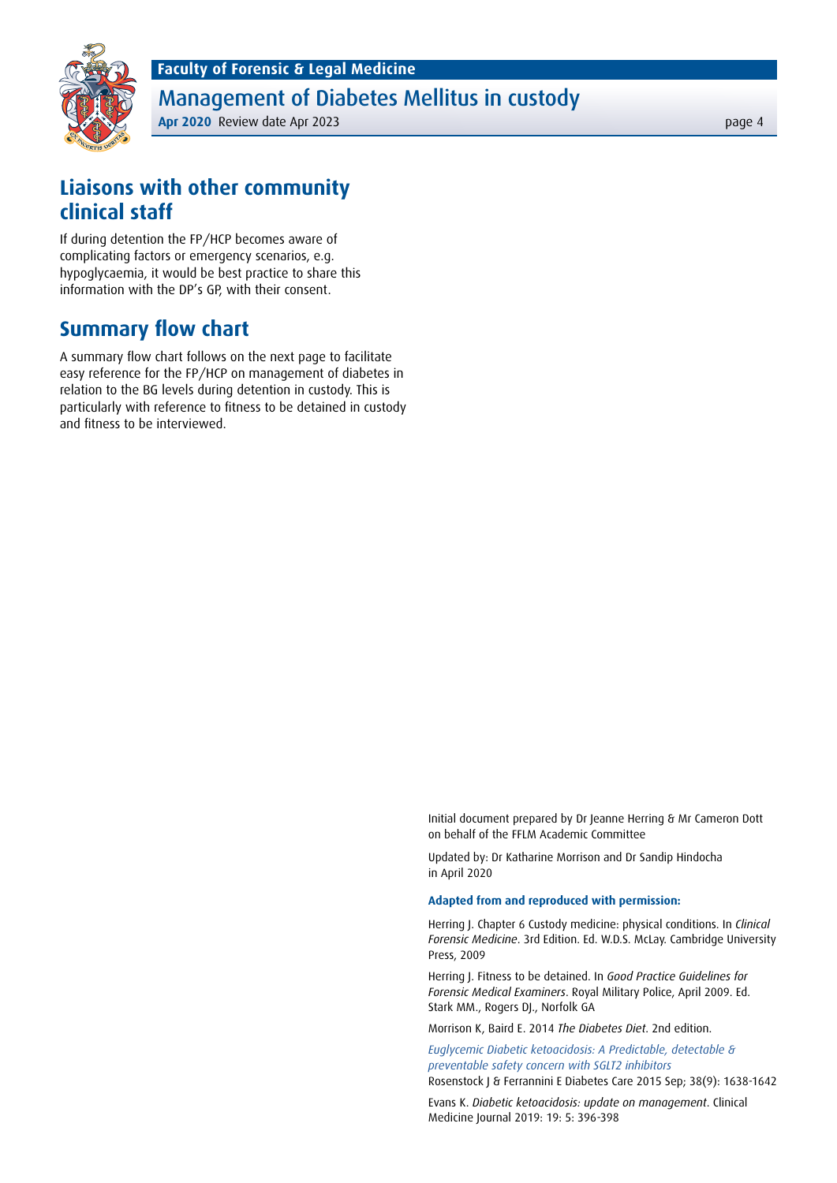## Liaisons with other community clinical staff

If during detention the FP/HCP becomes aware of complicating factors or emergency scenarios, e.g. hypoglycaemia, it would be best practice to share this information with the DP's GP, with their consent.

## Summary flow chart

A summary flow chart follows on the next page to facilitate easy reference for the FP/HCP on management of diabetes in relation to the BG levels during detention in custody. This is particularly with reference to fitness to be detained in custody and fitness to be interviewed.

Initial document prepared by Dr Jeanne Herring & Mr Cameron Dott on behalf of the FFLM Academic Committee

Updated by: Dr Katharine Morrison and Dr Sandip Hindocha in April 2020

**Adapted from and reproduced with permission:**

Herring J. Chapter 6 Custody medicine: physical conditions. In *Clinical Forensic Medicine*. 3rd Edition. Ed. W.D.S. McLay. Cambridge University Press, 2009

Herring J. Fitness to be detained. In *Good Practice Guidelines for Forensic Medical Examiners*. Royal Military Police, April 2009. Ed. Stark MM., Rogers DJ., Norfolk GA

Morrison K, Baird E. 2014 *The Diabetes Diet*. 2nd edition.

*Euglycemic Diabetic ketoacidosis: A Predictable, detectable & preventable safety concern with SGLT2 inhibitors*
Rosenstock J & Ferrannini E Diabetes Care 2015 Sep; 38(9): 1638-1642

Evans K. *Diabetic ketoacidosis: update on management*. Clinical Medicine Journal 2019: 19: 5: 396-398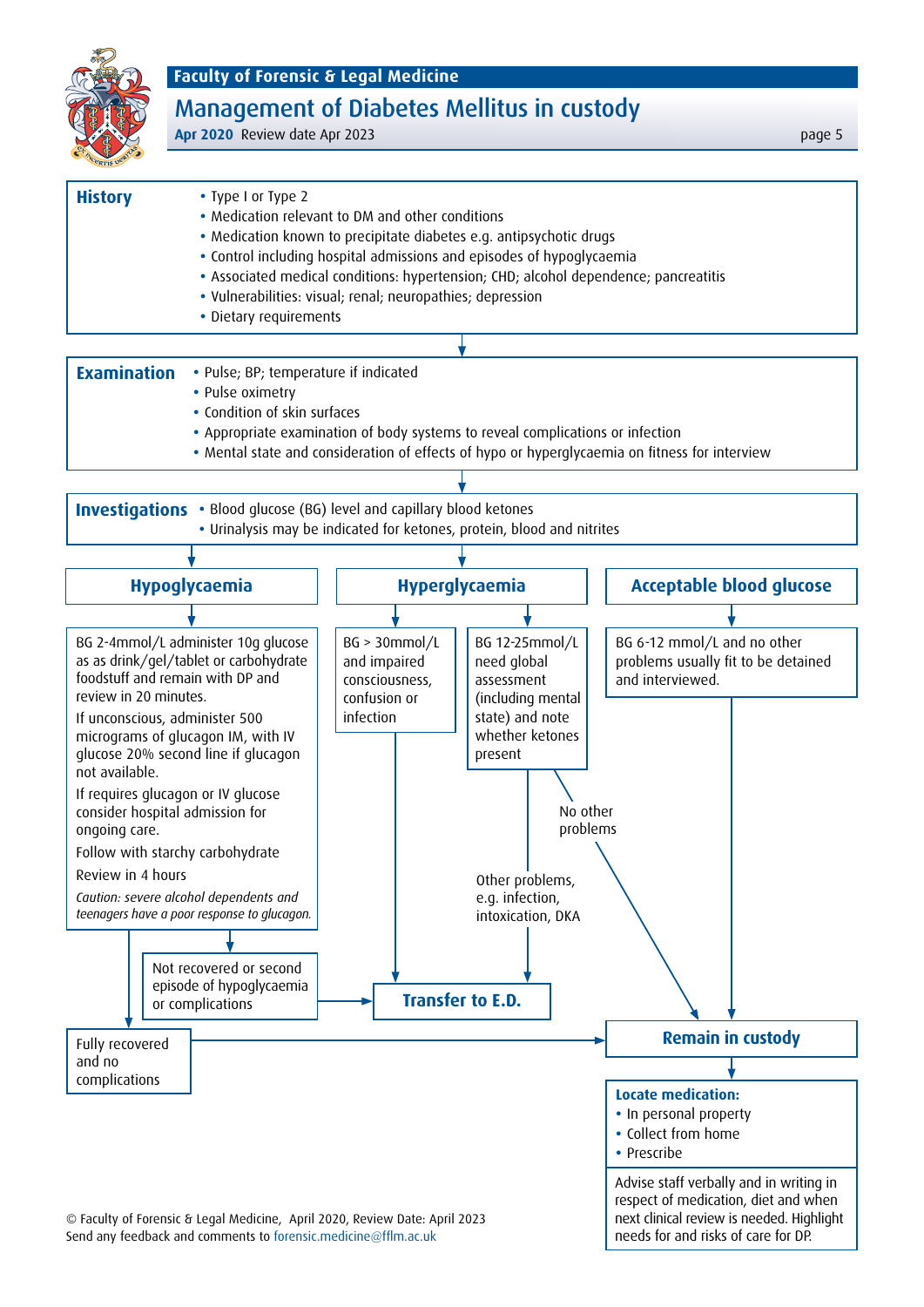Faculty of Forensic & Legal Medicine

# Management of Diabetes Mellitus in custody

**Apr 2020** Review date Apr 2023

## History

- Type I or Type 2
- Medication relevant to DM and other conditions
- Medication known to precipitate diabetes e.g. antipsychotic drugs
- Control including hospital admissions and episodes of hypoglycaemia
- Associated medical conditions: hypertension; CHD; alcohol dependence; pancreatitis
- Vulnerabilities: visual; renal; neuropathies; depression
- Dietary requirements

## Examination

- Pulse; BP; temperature if indicated
- Pulse oximetry
- Condition of skin surfaces
- Appropriate examination of body systems to reveal complications or infection
- Mental state and consideration of effects of hypo or hyperglycaemia on fitness for interview

## Investigations

- Blood glucose (BG) level and capillary blood ketones
- Urinalysis may be indicated for ketones, protein, blood and nitrites

### Hypoglycaemia

BG 2-4mmol/L administer 10g glucose as as drink/gel/tablet or carbohydrate foodstuff and remain with DP and review in 20 minutes.

If unconscious, administer 500 micrograms of glucagon IM, with IV glucose 20% second line if glucagon not available.

If requires glucagon or IV glucose consider hospital admission for ongoing care.

Follow with starchy carbohydrate

Review in 4 hours

*Caution: severe alcohol dependents and teenagers have a poor response to glucagon.*

- Not recovered or second episode of hypoglycaemia or complications → **Transfer to E.D.**
- Fully recovered and no complications → **Remain in custody**

### Hyperglycaemia

- BG > 30mmol/L and impaired global consciousness, confusion or infection → **Transfer to E.D.**
- BG 12-25mmol/L need global assessment (including mental state) and note whether ketones present
  - Other problems, e.g. infection, intoxication, DKA → **Transfer to E.D.**
  - No other problems → **Remain in custody**

### Acceptable blood glucose

BG 6-12 mmol/L and no other problems usually fit to be detained and interviewed. → **Remain in custody**

### Remain in custody

**Locate medication:**

- In personal property
- Collect from home
- Prescribe

Advise staff verbally and in writing in respect of medication, diet and when next clinical review is needed. Highlight needs for and risks of care for DP.

© Faculty of Forensic & Legal Medicine, April 2020, Review Date: April 2023
Send any feedback and comments to forensic.medicine@fflm.ac.uk